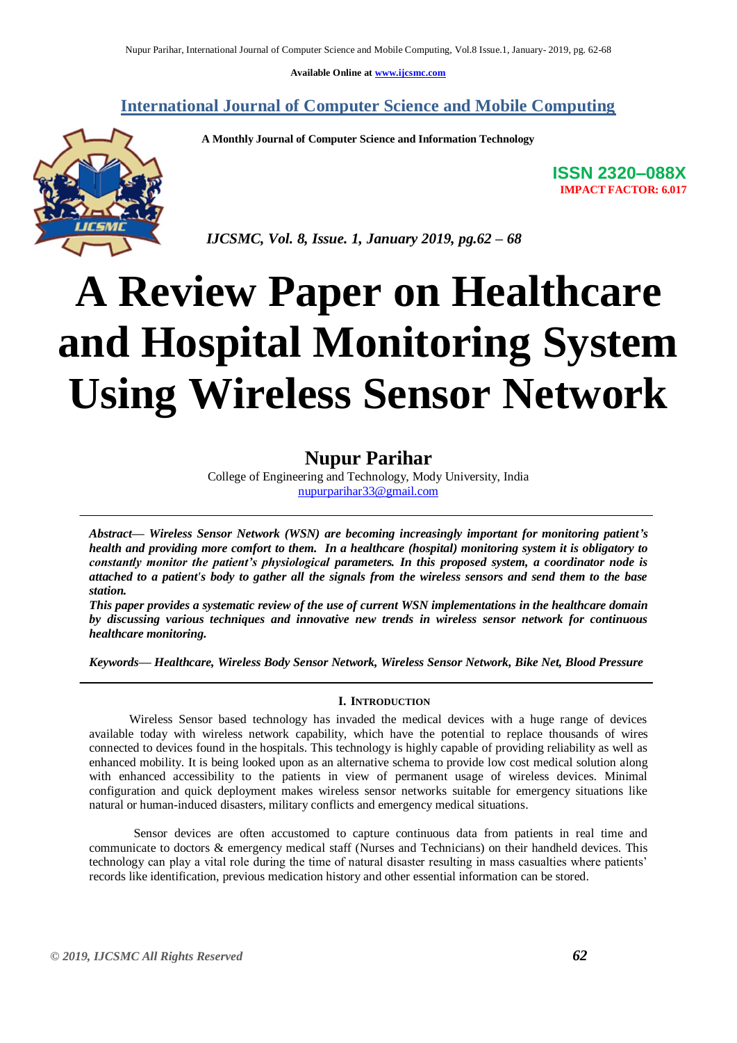Available Online at www.ijcsmc.com

## International Journal of Computer Science and Mobile Computing

**A Monthly Journal of Computer Science and Information Technology**

**ISSN 2320–088X**
**IMPACT FACTOR: 6.017**

*IJCSMC, Vol. 8, Issue. 1, January 2019, pg.62 – 68*

# A Review Paper on Healthcare and Hospital Monitoring System Using Wireless Sensor Network

**Nupur Parihar**
College of Engineering and Technology, Mody University, India
nupurparihar33@gmail.com

***Abstract— Wireless Sensor Network (WSN) are becoming increasingly important for monitoring patient's health and providing more comfort to them. In a healthcare (hospital) monitoring system it is obligatory to constantly monitor the patient's physiological parameters. In this proposed system, a coordinator node is attached to a patient's body to gather all the signals from the wireless sensors and send them to the base station.***

***This paper provides a systematic review of the use of current WSN implementations in the healthcare domain by discussing various techniques and innovative new trends in wireless sensor network for continuous healthcare monitoring.***

***Keywords— Healthcare, Wireless Body Sensor Network, Wireless Sensor Network, Bike Net, Blood Pressure***

## I. Introduction

Wireless Sensor based technology has invaded the medical devices with a huge range of devices available today with wireless network capability, which have the potential to replace thousands of wires connected to devices found in the hospitals. This technology is highly capable of providing reliability as well as enhanced mobility. It is being looked upon as an alternative schema to provide low cost medical solution along with enhanced accessibility to the patients in view of permanent usage of wireless devices. Minimal configuration and quick deployment makes wireless sensor networks suitable for emergency situations like natural or human-induced disasters, military conflicts and emergency medical situations.

Sensor devices are often accustomed to capture continuous data from patients in real time and communicate to doctors & emergency medical staff (Nurses and Technicians) on their handheld devices. This technology can play a vital role during the time of natural disaster resulting in mass casualties where patients' records like identification, previous medication history and other essential information can be stored.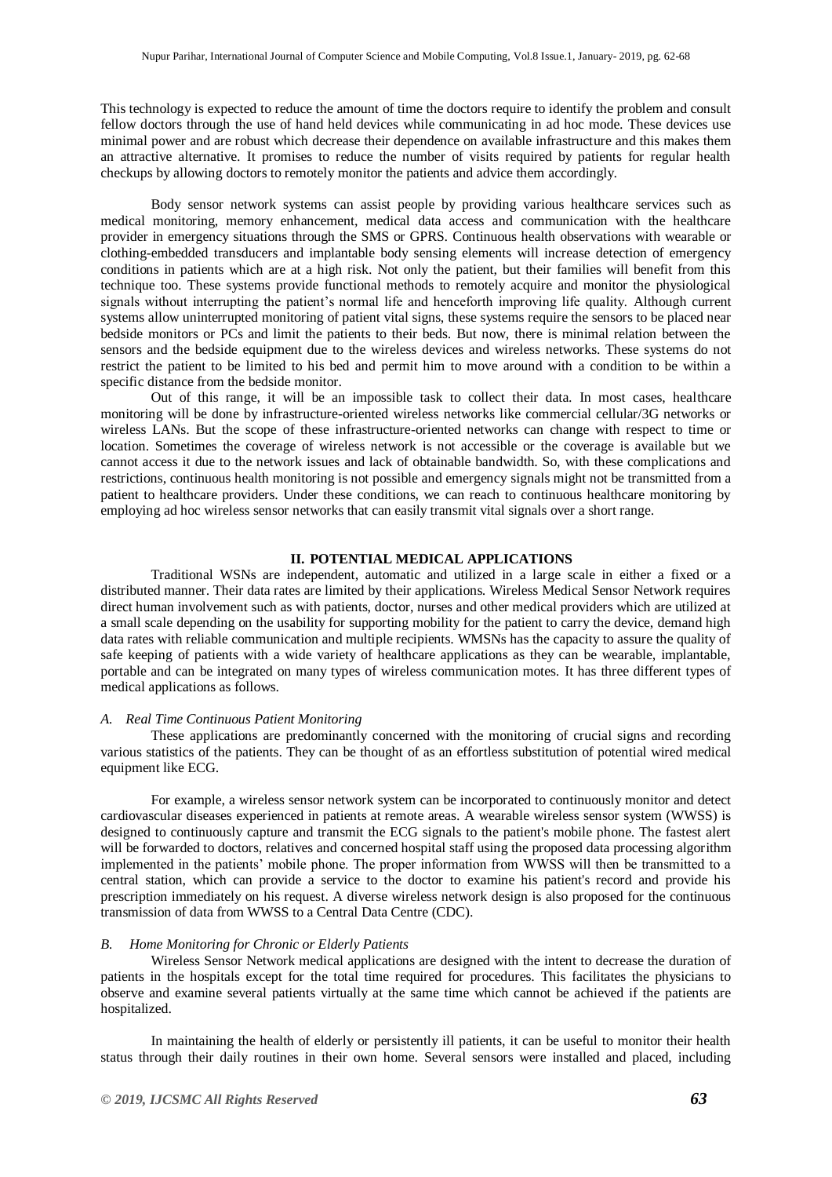This technology is expected to reduce the amount of time the doctors require to identify the problem and consult fellow doctors through the use of hand held devices while communicating in ad hoc mode. These devices use minimal power and are robust which decrease their dependence on available infrastructure and this makes them an attractive alternative. It promises to reduce the number of visits required by patients for regular health checkups by allowing doctors to remotely monitor the patients and advice them accordingly.

Body sensor network systems can assist people by providing various healthcare services such as medical monitoring, memory enhancement, medical data access and communication with the healthcare provider in emergency situations through the SMS or GPRS. Continuous health observations with wearable or clothing-embedded transducers and implantable body sensing elements will increase detection of emergency conditions in patients which are at a high risk. Not only the patient, but their families will benefit from this technique too. These systems provide functional methods to remotely acquire and monitor the physiological signals without interrupting the patient's normal life and henceforth improving life quality. Although current systems allow uninterrupted monitoring of patient vital signs, these systems require the sensors to be placed near bedside monitors or PCs and limit the patients to their beds. But now, there is minimal relation between the sensors and the bedside equipment due to the wireless devices and wireless networks. These systems do not restrict the patient to be limited to his bed and permit him to move around with a condition to be within a specific distance from the bedside monitor.

Out of this range, it will be an impossible task to collect their data. In most cases, healthcare monitoring will be done by infrastructure-oriented wireless networks like commercial cellular/3G networks or wireless LANs. But the scope of these infrastructure-oriented networks can change with respect to time or location. Sometimes the coverage of wireless network is not accessible or the coverage is available but we cannot access it due to the network issues and lack of obtainable bandwidth. So, with these complications and restrictions, continuous health monitoring is not possible and emergency signals might not be transmitted from a patient to healthcare providers. Under these conditions, we can reach to continuous healthcare monitoring by employing ad hoc wireless sensor networks that can easily transmit vital signals over a short range.

## II. POTENTIAL MEDICAL APPLICATIONS

Traditional WSNs are independent, automatic and utilized in a large scale in either a fixed or a distributed manner. Their data rates are limited by their applications. Wireless Medical Sensor Network requires direct human involvement such as with patients, doctor, nurses and other medical providers which are utilized at a small scale depending on the usability for supporting mobility for the patient to carry the device, demand high data rates with reliable communication and multiple recipients. WMSNs has the capacity to assure the quality of safe keeping of patients with a wide variety of healthcare applications as they can be wearable, implantable, portable and can be integrated on many types of wireless communication motes. It has three different types of medical applications as follows.

### *A. Real Time Continuous Patient Monitoring*

These applications are predominantly concerned with the monitoring of crucial signs and recording various statistics of the patients. They can be thought of as an effortless substitution of potential wired medical equipment like ECG.

For example, a wireless sensor network system can be incorporated to continuously monitor and detect cardiovascular diseases experienced in patients at remote areas. A wearable wireless sensor system (WWSS) is designed to continuously capture and transmit the ECG signals to the patient's mobile phone. The fastest alert will be forwarded to doctors, relatives and concerned hospital staff using the proposed data processing algorithm implemented in the patients' mobile phone. The proper information from WWSS will then be transmitted to a central station, which can provide a service to the doctor to examine his patient's record and provide his prescription immediately on his request. A diverse wireless network design is also proposed for the continuous transmission of data from WWSS to a Central Data Centre (CDC).

### *B. Home Monitoring for Chronic or Elderly Patients*

Wireless Sensor Network medical applications are designed with the intent to decrease the duration of patients in the hospitals except for the total time required for procedures. This facilitates the physicians to observe and examine several patients virtually at the same time which cannot be achieved if the patients are hospitalized.

In maintaining the health of elderly or persistently ill patients, it can be useful to monitor their health status through their daily routines in their own home. Several sensors were installed and placed, including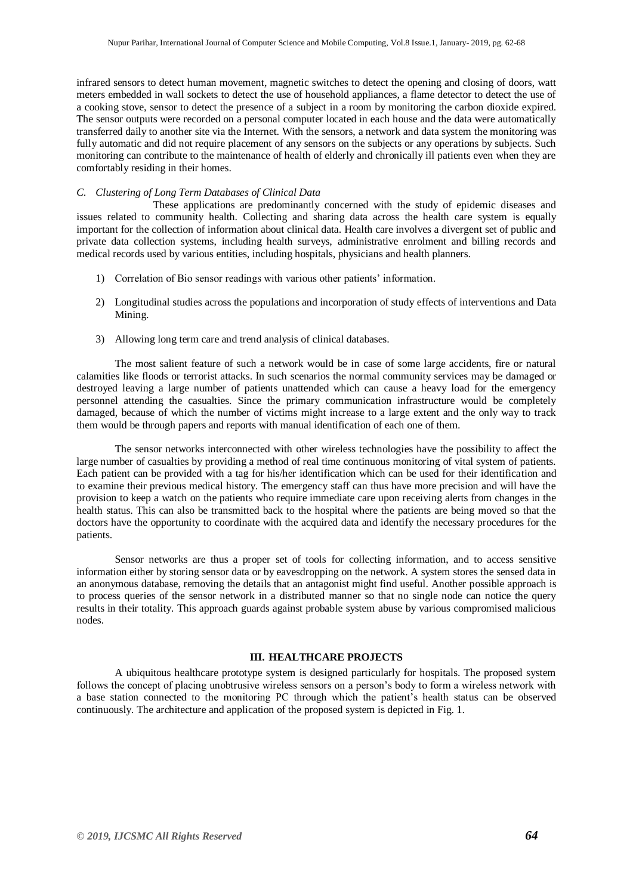infrared sensors to detect human movement, magnetic switches to detect the opening and closing of doors, watt meters embedded in wall sockets to detect the use of household appliances, a flame detector to detect the use of a cooking stove, sensor to detect the presence of a subject in a room by monitoring the carbon dioxide expired. The sensor outputs were recorded on a personal computer located in each house and the data were automatically transferred daily to another site via the Internet. With the sensors, a network and data system the monitoring was fully automatic and did not require placement of any sensors on the subjects or any operations by subjects. Such monitoring can contribute to the maintenance of health of elderly and chronically ill patients even when they are comfortably residing in their homes.

### *C. Clustering of Long Term Databases of Clinical Data*

These applications are predominantly concerned with the study of epidemic diseases and issues related to community health. Collecting and sharing data across the health care system is equally important for the collection of information about clinical data. Health care involves a divergent set of public and private data collection systems, including health surveys, administrative enrolment and billing records and medical records used by various entities, including hospitals, physicians and health planners.

1) Correlation of Bio sensor readings with various other patients' information.
2) Longitudinal studies across the populations and incorporation of study effects of interventions and Data Mining.
3) Allowing long term care and trend analysis of clinical databases.

The most salient feature of such a network would be in case of some large accidents, fire or natural calamities like floods or terrorist attacks. In such scenarios the normal community services may be damaged or destroyed leaving a large number of patients unattended which can cause a heavy load for the emergency personnel attending the casualties. Since the primary communication infrastructure would be completely damaged, because of which the number of victims might increase to a large extent and the only way to track them would be through papers and reports with manual identification of each one of them.

The sensor networks interconnected with other wireless technologies have the possibility to affect the large number of casualties by providing a method of real time continuous monitoring of vital system of patients. Each patient can be provided with a tag for his/her identification which can be used for their identification and to examine their previous medical history. The emergency staff can thus have more precision and will have the provision to keep a watch on the patients who require immediate care upon receiving alerts from changes in the health status. This can also be transmitted back to the hospital where the patients are being moved so that the doctors have the opportunity to coordinate with the acquired data and identify the necessary procedures for the patients.

Sensor networks are thus a proper set of tools for collecting information, and to access sensitive information either by storing sensor data or by eavesdropping on the network. A system stores the sensed data in an anonymous database, removing the details that an antagonist might find useful. Another possible approach is to process queries of the sensor network in a distributed manner so that no single node can notice the query results in their totality. This approach guards against probable system abuse by various compromised malicious nodes.

## III. HEALTHCARE PROJECTS

A ubiquitous healthcare prototype system is designed particularly for hospitals. The proposed system follows the concept of placing unobtrusive wireless sensors on a person's body to form a wireless network with a base station connected to the monitoring PC through which the patient's health status can be observed continuously. The architecture and application of the proposed system is depicted in Fig. 1.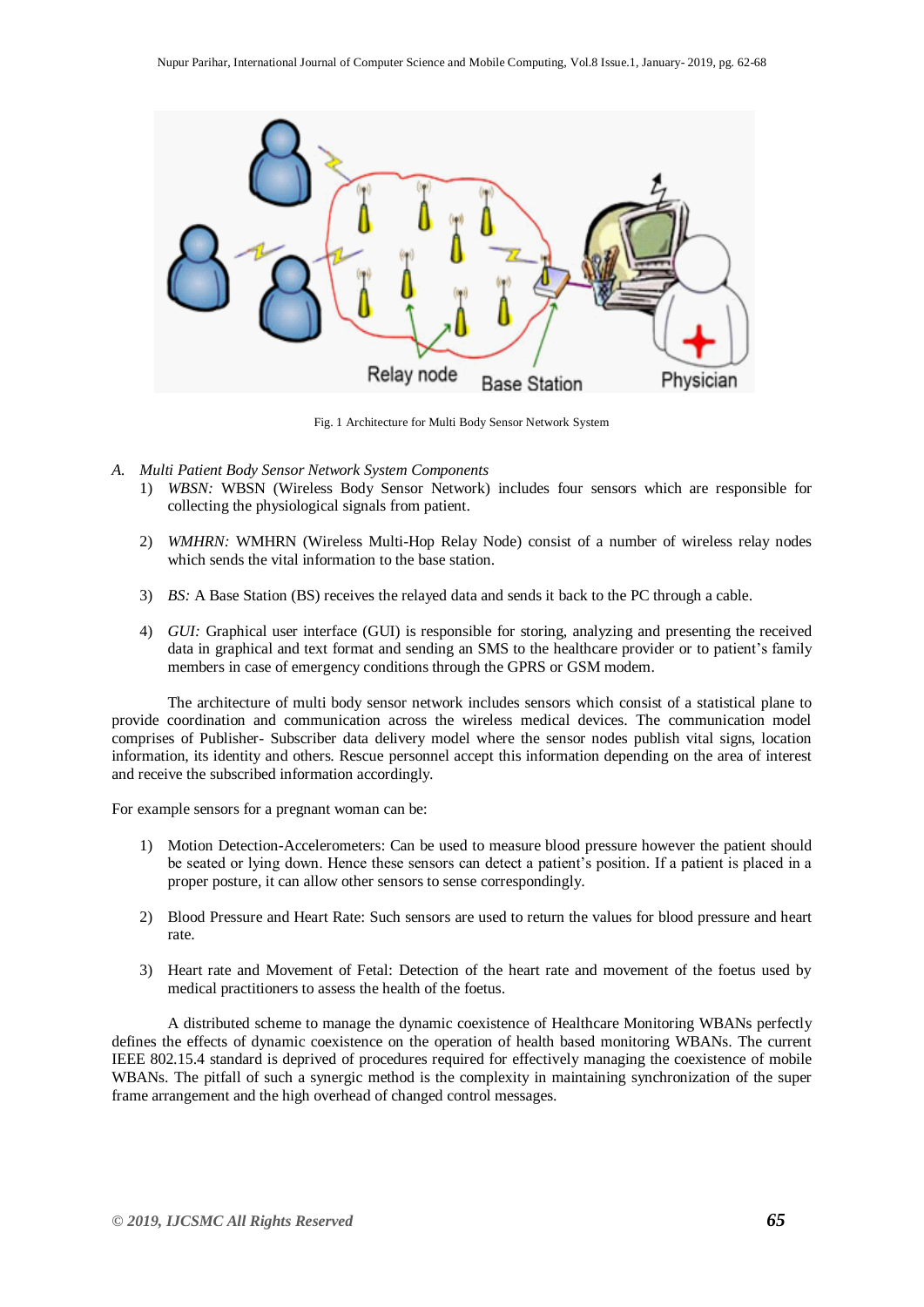Fig. 1 Architecture for Multi Body Sensor Network System

### A. *Multi Patient Body Sensor Network System Components*

1) *WBSN:* WBSN (Wireless Body Sensor Network) includes four sensors which are responsible for collecting the physiological signals from patient.

2) *WMHRN:* WMHRN (Wireless Multi-Hop Relay Node) consist of a number of wireless relay nodes which sends the vital information to the base station.

3) *BS:* A Base Station (BS) receives the relayed data and sends it back to the PC through a cable.

4) *GUI:* Graphical user interface (GUI) is responsible for storing, analyzing and presenting the received data in graphical and text format and sending an SMS to the healthcare provider or to patient's family members in case of emergency conditions through the GPRS or GSM modem.

The architecture of multi body sensor network includes sensors which consist of a statistical plane to provide coordination and communication across the wireless medical devices. The communication model comprises of Publisher- Subscriber data delivery model where the sensor nodes publish vital signs, location information, its identity and others. Rescue personnel accept this information depending on the area of interest and receive the subscribed information accordingly.

For example sensors for a pregnant woman can be:

1) Motion Detection-Accelerometers: Can be used to measure blood pressure however the patient should be seated or lying down. Hence these sensors can detect a patient's position. If a patient is placed in a proper posture, it can allow other sensors to sense correspondingly.

2) Blood Pressure and Heart Rate: Such sensors are used to return the values for blood pressure and heart rate.

3) Heart rate and Movement of Fetal: Detection of the heart rate and movement of the foetus used by medical practitioners to assess the health of the foetus.

A distributed scheme to manage the dynamic coexistence of Healthcare Monitoring WBANs perfectly defines the effects of dynamic coexistence on the operation of health based monitoring WBANs. The current IEEE 802.15.4 standard is deprived of procedures required for effectively managing the coexistence of mobile WBANs. The pitfall of such a synergic method is the complexity in maintaining synchronization of the super frame arrangement and the high overhead of changed control messages.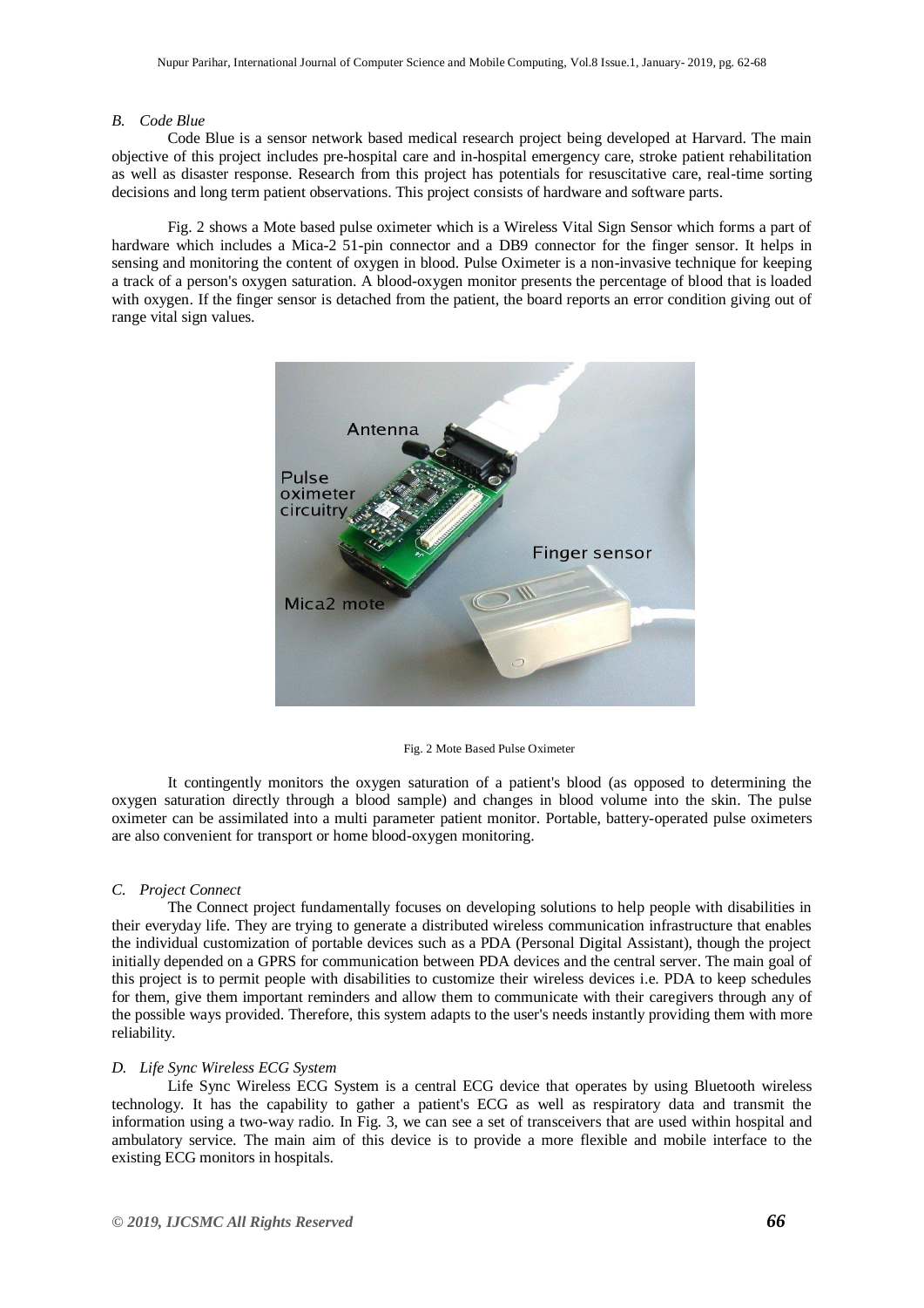### *B. Code Blue*

Code Blue is a sensor network based medical research project being developed at Harvard. The main objective of this project includes pre-hospital care and in-hospital emergency care, stroke patient rehabilitation as well as disaster response. Research from this project has potentials for resuscitative care, real-time sorting decisions and long term patient observations. This project consists of hardware and software parts.

Fig. 2 shows a Mote based pulse oximeter which is a Wireless Vital Sign Sensor which forms a part of hardware which includes a Mica-2 51-pin connector and a DB9 connector for the finger sensor. It helps in sensing and monitoring the content of oxygen in blood. Pulse Oximeter is a non-invasive technique for keeping a track of a person's oxygen saturation. A blood-oxygen monitor presents the percentage of blood that is loaded with oxygen. If the finger sensor is detached from the patient, the board reports an error condition giving out of range vital sign values.

Fig. 2 Mote Based Pulse Oximeter

It contingently monitors the oxygen saturation of a patient's blood (as opposed to determining the oxygen saturation directly through a blood sample) and changes in blood volume into the skin. The pulse oximeter can be assimilated into a multi parameter patient monitor. Portable, battery-operated pulse oximeters are also convenient for transport or home blood-oxygen monitoring.

### *C. Project Connect*

The Connect project fundamentally focuses on developing solutions to help people with disabilities in their everyday life. They are trying to generate a distributed wireless communication infrastructure that enables the individual customization of portable devices such as a PDA (Personal Digital Assistant), though the project initially depended on a GPRS for communication between PDA devices and the central server. The main goal of this project is to permit people with disabilities to customize their wireless devices i.e. PDA to keep schedules for them, give them important reminders and allow them to communicate with their caregivers through any of the possible ways provided. Therefore, this system adapts to the user's needs instantly providing them with more reliability.

### *D. Life Sync Wireless ECG System*

Life Sync Wireless ECG System is a central ECG device that operates by using Bluetooth wireless technology. It has the capability to gather a patient's ECG as well as respiratory data and transmit the information using a two-way radio. In Fig. 3, we can see a set of transceivers that are used within hospital and ambulatory service. The main aim of this device is to provide a more flexible and mobile interface to the existing ECG monitors in hospitals.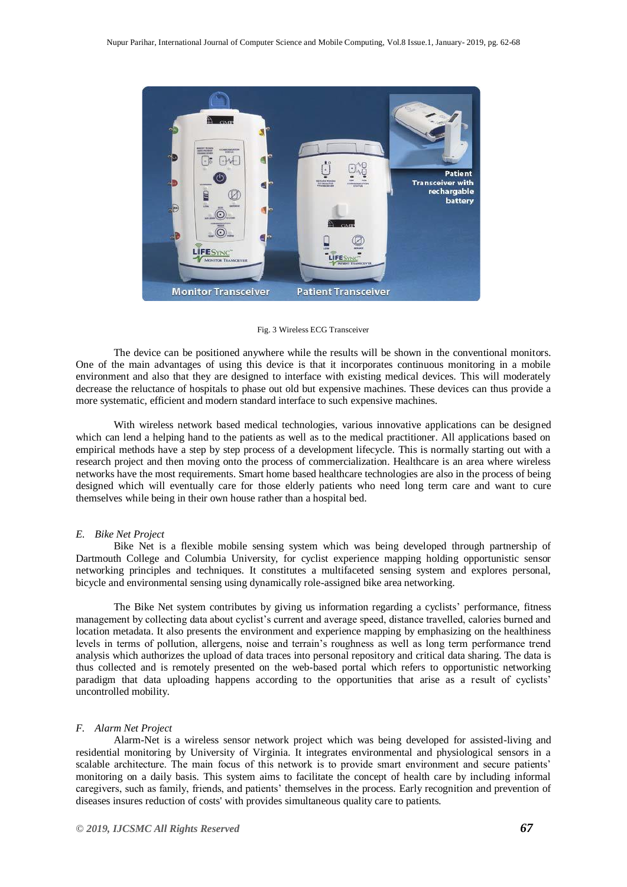Fig. 3 Wireless ECG Transceiver

The device can be positioned anywhere while the results will be shown in the conventional monitors. One of the main advantages of using this device is that it incorporates continuous monitoring in a mobile environment and also that they are designed to interface with existing medical devices. This will moderately decrease the reluctance of hospitals to phase out old but expensive machines. These devices can thus provide a more systematic, efficient and modern standard interface to such expensive machines.

With wireless network based medical technologies, various innovative applications can be designed which can lend a helping hand to the patients as well as to the medical practitioner. All applications based on empirical methods have a step by step process of a development lifecycle. This is normally starting out with a research project and then moving onto the process of commercialization. Healthcare is an area where wireless networks have the most requirements. Smart home based healthcare technologies are also in the process of being designed which will eventually care for those elderly patients who need long term care and want to cure themselves while being in their own house rather than a hospital bed.

### *E. Bike Net Project*

Bike Net is a flexible mobile sensing system which was being developed through partnership of Dartmouth College and Columbia University, for cyclist experience mapping holding opportunistic sensor networking principles and techniques. It constitutes a multifaceted sensing system and explores personal, bicycle and environmental sensing using dynamically role-assigned bike area networking.

The Bike Net system contributes by giving us information regarding a cyclists' performance, fitness management by collecting data about cyclist's current and average speed, distance travelled, calories burned and location metadata. It also presents the environment and experience mapping by emphasizing on the healthiness levels in terms of pollution, allergens, noise and terrain's roughness as well as long term performance trend analysis which authorizes the upload of data traces into personal repository and critical data sharing. The data is thus collected and is remotely presented on the web-based portal which refers to opportunistic networking paradigm that data uploading happens according to the opportunities that arise as a result of cyclists' uncontrolled mobility.

### *F. Alarm Net Project*

Alarm-Net is a wireless sensor network project which was being developed for assisted-living and residential monitoring by University of Virginia. It integrates environmental and physiological sensors in a scalable architecture. The main focus of this network is to provide smart environment and secure patients' monitoring on a daily basis. This system aims to facilitate the concept of health care by including informal caregivers, such as family, friends, and patients' themselves in the process. Early recognition and prevention of diseases insures reduction of costs' with provides simultaneous quality care to patients.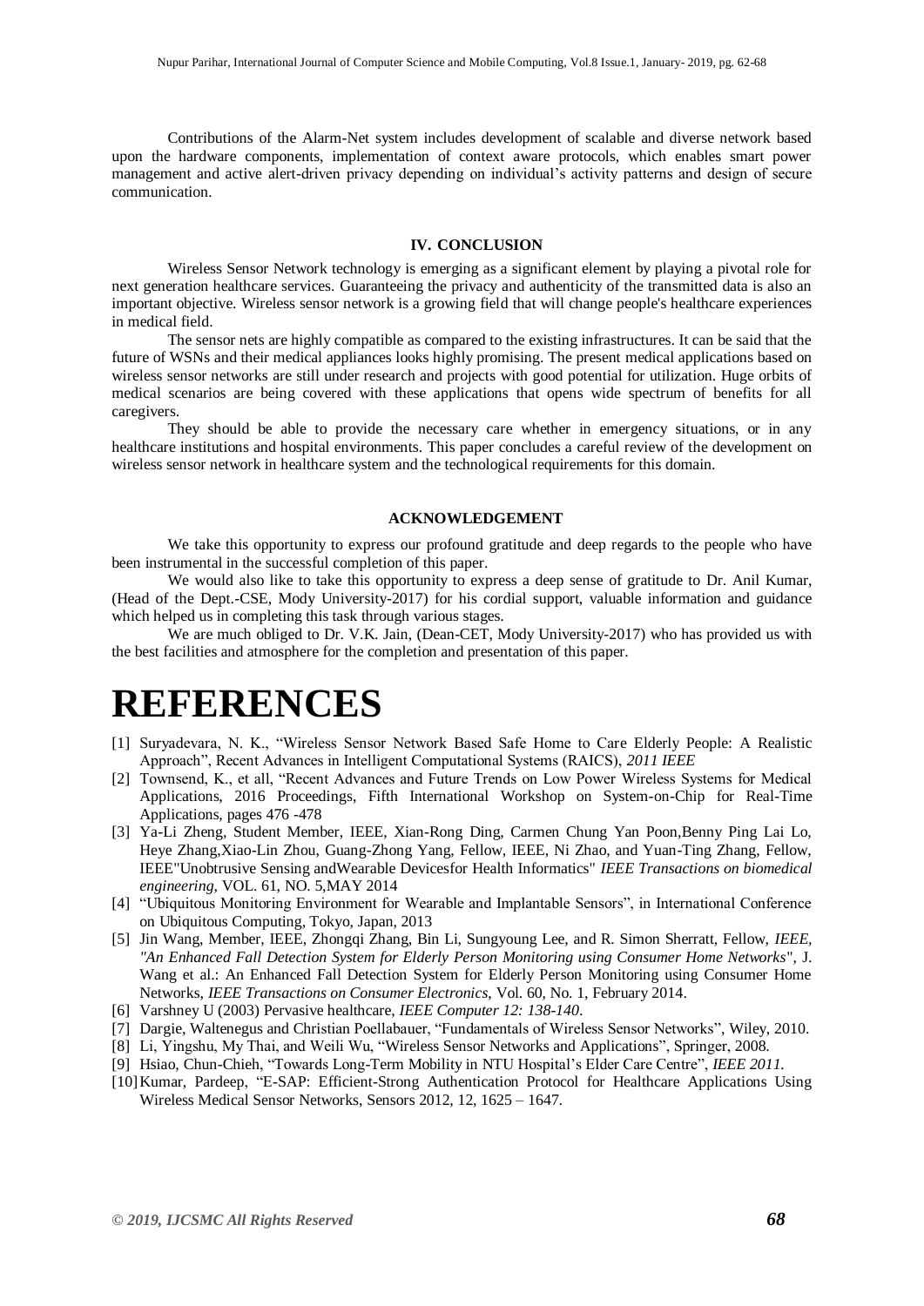Contributions of the Alarm-Net system includes development of scalable and diverse network based upon the hardware components, implementation of context aware protocols, which enables smart power management and active alert-driven privacy depending on individual's activity patterns and design of secure communication.

## IV. CONCLUSION

Wireless Sensor Network technology is emerging as a significant element by playing a pivotal role for next generation healthcare services. Guaranteeing the privacy and authenticity of the transmitted data is also an important objective. Wireless sensor network is a growing field that will change people's healthcare experiences in medical field.

The sensor nets are highly compatible as compared to the existing infrastructures. It can be said that the future of WSNs and their medical appliances looks highly promising. The present medical applications based on wireless sensor networks are still under research and projects with good potential for utilization. Huge orbits of medical scenarios are being covered with these applications that opens wide spectrum of benefits for all caregivers.

They should be able to provide the necessary care whether in emergency situations, or in any healthcare institutions and hospital environments. This paper concludes a careful review of the development on wireless sensor network in healthcare system and the technological requirements for this domain.

## ACKNOWLEDGEMENT

We take this opportunity to express our profound gratitude and deep regards to the people who have been instrumental in the successful completion of this paper.

We would also like to take this opportunity to express a deep sense of gratitude to Dr. Anil Kumar, (Head of the Dept.-CSE, Mody University-2017) for his cordial support, valuable information and guidance which helped us in completing this task through various stages.

We are much obliged to Dr. V.K. Jain, (Dean-CET, Mody University-2017) who has provided us with the best facilities and atmosphere for the completion and presentation of this paper.

# REFERENCES

[1] Suryadevara, N. K., "Wireless Sensor Network Based Safe Home to Care Elderly People: A Realistic Approach", Recent Advances in Intelligent Computational Systems (RAICS), *2011 IEEE*

[2] Townsend, K., et all, "Recent Advances and Future Trends on Low Power Wireless Systems for Medical Applications, 2016 Proceedings, Fifth International Workshop on System-on-Chip for Real-Time Applications, pages 476 -478

[3] Ya-Li Zheng, Student Member, IEEE, Xian-Rong Ding, Carmen Chung Yan Poon,Benny Ping Lai Lo, Heye Zhang,Xiao-Lin Zhou, Guang-Zhong Yang, Fellow, IEEE, Ni Zhao, and Yuan-Ting Zhang, Fellow, IEEE"Unobtrusive Sensing andWearable Devicesfor Health Informatics" *IEEE Transactions on biomedical engineering*, VOL. 61, NO. 5,MAY 2014

[4] "Ubiquitous Monitoring Environment for Wearable and Implantable Sensors", in International Conference on Ubiquitous Computing, Tokyo, Japan, 2013

[5] Jin Wang, Member, IEEE, Zhongqi Zhang, Bin Li, Sungyoung Lee, and R. Simon Sherratt, Fellow, *IEEE, "An Enhanced Fall Detection System for Elderly Person Monitoring using Consumer Home Networks"*, J. Wang et al.: An Enhanced Fall Detection System for Elderly Person Monitoring using Consumer Home Networks, *IEEE Transactions on Consumer Electronics*, Vol. 60, No. 1, February 2014.

[6] Varshney U (2003) Pervasive healthcare, *IEEE Computer 12: 138-140*.

[7] Dargie, Waltenegus and Christian Poellabauer, "Fundamentals of Wireless Sensor Networks", Wiley, 2010.

[8] Li, Yingshu, My Thai, and Weili Wu, "Wireless Sensor Networks and Applications", Springer, 2008.

[9] Hsiao, Chun-Chieh, "Towards Long-Term Mobility in NTU Hospital's Elder Care Centre", *IEEE 2011.*

[10] Kumar, Pardeep, "E-SAP: Efficient-Strong Authentication Protocol for Healthcare Applications Using Wireless Medical Sensor Networks, Sensors 2012, 12, 1625 – 1647.